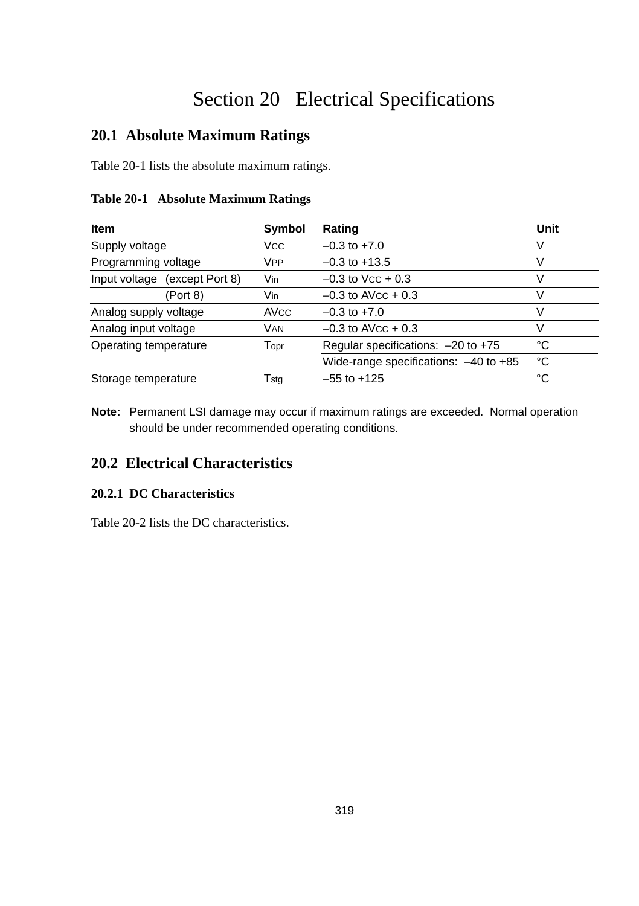# Section 20 Electrical Specifications

## 20.1 Absolute Maximum Ratings

Table 20-1 lists the absolute maximum ratings.

**Table 20-1 Absolute Maximum Ratings**

| Item | Symbol | Rating | Unit |
|---|---|---|---|
| Supply voltage | $V_{CC}$ | –0.3 to +7.0 | V |
| Programming voltage | $V_{PP}$ | –0.3 to +13.5 | V |
| Input voltage (except Port 8) | $V_{in}$ | –0.3 to $V_{CC}$ + 0.3 | V |
| (Port 8) | $V_{in}$ | –0.3 to $AV_{CC}$ + 0.3 | V |
| Analog supply voltage | $AV_{CC}$ | –0.3 to +7.0 | V |
| Analog input voltage | $V_{AN}$ | –0.3 to $AV_{CC}$ + 0.3 | V |
| Operating temperature | $T_{opr}$ | Regular specifications: –20 to +75 | °C |
| | | Wide-range specifications: –40 to +85 | °C |
| Storage temperature | $T_{stg}$ | –55 to +125 | °C |

**Note:** Permanent LSI damage may occur if maximum ratings are exceeded. Normal operation should be under recommended operating conditions.

## 20.2 Electrical Characteristics

### 20.2.1 DC Characteristics

Table 20-2 lists the DC characteristics.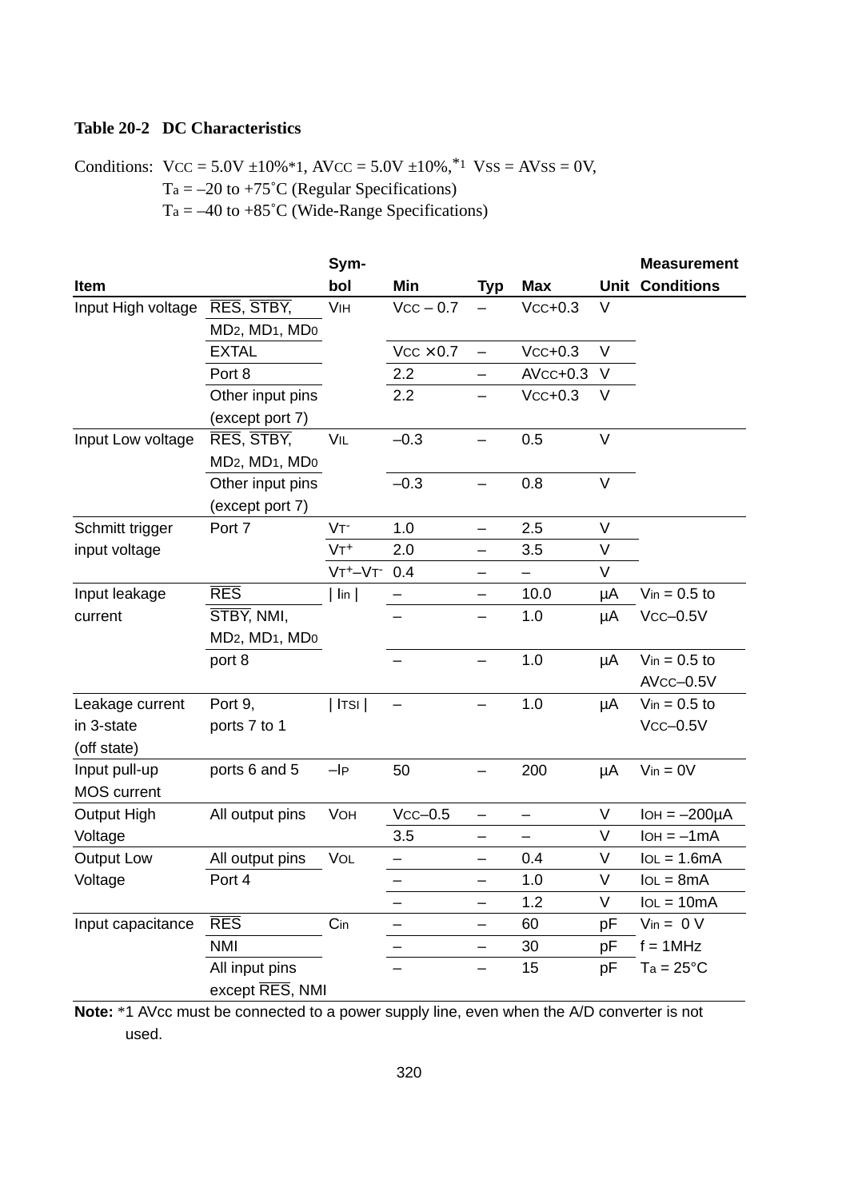**Table 20-2 DC Characteristics**

Conditions: $V_{CC}$ = 5.0V ±10%*1, $AV_{CC}$ = 5.0V ±10%,*1 $V_{SS}$ = $AV_{SS}$ = 0V,
$T_a$ = –20 to +75˚C (Regular Specifications)
$T_a$ = –40 to +85˚C (Wide-Range Specifications)

| Item | | Symbol | Min | Typ | Max | Unit | Measurement Conditions |
|---|---|---|---|---|---|---|---|
| Input High voltage | $\overline{RES}$, $\overline{STBY}$, $MD_2$, $MD_1$, $MD_0$ | $V_{IH}$ | $V_{CC}$ – 0.7 | – | $V_{CC}$+0.3 | V | |
| | EXTAL | | $V_{CC}$ ×0.7 | – | $V_{CC}$+0.3 | V | |
| | Port 8 | | 2.2 | – | $AV_{CC}$+0.3 | V | |
| | Other input pins (except port 7) | | 2.2 | – | $V_{CC}$+0.3 | V | |
| Input Low voltage | $\overline{RES}$, $\overline{STBY}$, $MD_2$, $MD_1$, $MD_0$ | $V_{IL}$ | –0.3 | – | 0.5 | V | |
| | Other input pins (except port 7) | | –0.3 | – | 0.8 | V | |
| Schmitt trigger input voltage | Port 7 | $V_T^-$ | 1.0 | – | 2.5 | V | |
| | | $V_T^+$ | 2.0 | – | 3.5 | V | |
| | | $V_T^+–V_T^-$ | 0.4 | – | – | V | |
| Input leakage current | $\overline{RES}$ | $\vert I_{in} \vert$ | – | – | 10.0 | μA | $V_{in}$ = 0.5 to $V_{CC}$–0.5V |
| | $\overline{STBY}$, NMI, $MD_2$, $MD_1$, $MD_0$ | | – | – | 1.0 | μA | |
| | port 8 | | – | – | 1.0 | μA | $V_{in}$ = 0.5 to $AV_{CC}$–0.5V |
| Leakage current in 3-state (off state) | Port 9, ports 7 to 1 | $\vert I_{TSI} \vert$ | – | – | 1.0 | μA | $V_{in}$ = 0.5 to $V_{CC}$–0.5V |
| Input pull-up MOS current | ports 6 and 5 | $–I_P$ | 50 | – | 200 | μA | $V_{in}$ = 0V |
| Output High Voltage | All output pins | $V_{OH}$ | $V_{CC}$–0.5 | – | – | V | $I_{OH}$ = –200μA |
| | | | 3.5 | – | – | V | $I_{OH}$ = –1mA |
| Output Low Voltage | All output pins | $V_{OL}$ | – | – | 0.4 | V | $I_{OL}$ = 1.6mA |
| | Port 4 | | – | – | 1.0 | V | $I_{OL}$ = 8mA |
| | | | – | – | 1.2 | V | $I_{OL}$ = 10mA |
| Input capacitance | $\overline{RES}$ | $C_{in}$ | – | – | 60 | pF | $V_{in}$ = 0 V |
| | NMI | | – | – | 30 | pF | f = 1MHz |
| | All input pins except $\overline{RES}$, NMI | | – | – | 15 | pF | $T_a$ = 25°C |

**Note:** *1 AVcc must be connected to a power supply line, even when the A/D converter is not used.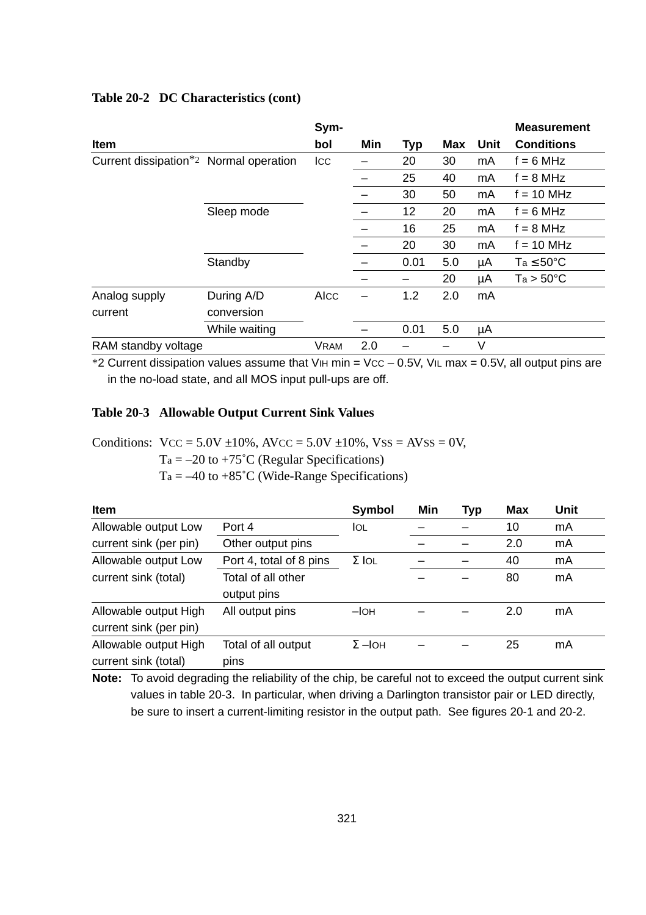**Table 20-2 DC Characteristics (cont)**

| Item | | Symbol | Min | Typ | Max | Unit | Measurement Conditions |
|---|---|---|---|---|---|---|---|
| Current dissipation*2 | Normal operation | $I_{CC}$ | – | 20 | 30 | mA | f = 6 MHz |
| | | | – | 25 | 40 | mA | f = 8 MHz |
| | | | – | 30 | 50 | mA | f = 10 MHz |
| | Sleep mode | | – | 12 | 20 | mA | f = 6 MHz |
| | | | – | 16 | 25 | mA | f = 8 MHz |
| | | | – | 20 | 30 | mA | f = 10 MHz |
| | Standby | | – | 0.01 | 5.0 | μA | $T_a \leq 50°C$ |
| | | | – | – | 20 | μA | $T_a > 50°C$ |
| Analog supply current | During A/D conversion | $AI_{CC}$ | – | 1.2 | 2.0 | mA | |
| | While waiting | | – | 0.01 | 5.0 | μA | |
| RAM standby voltage | | $V_{RAM}$ | 2.0 | – | – | V | |

*2 Current dissipation values assume that $V_{IH}$ min = $V_{CC}$ – 0.5V, $V_{IL}$ max = 0.5V, all output pins are in the no-load state, and all MOS input pull-ups are off.

**Table 20-3 Allowable Output Current Sink Values**

Conditions: $V_{CC}$ = 5.0V ±10%, $AV_{CC}$ = 5.0V ±10%, $V_{SS}$ = $AV_{SS}$ = 0V,
$T_a$ = –20 to +75˚C (Regular Specifications)
$T_a$ = –40 to +85˚C (Wide-Range Specifications)

| Item | | Symbol | Min | Typ | Max | Unit |
|---|---|---|---|---|---|---|
| Allowable output Low current sink (per pin) | Port 4 | $I_{OL}$ | – | – | 10 | mA |
| | Other output pins | | – | – | 2.0 | mA |
| Allowable output Low current sink (total) | Port 4, total of 8 pins | $\Sigma I_{OL}$ | – | – | 40 | mA |
| | Total of all other output pins | | – | – | 80 | mA |
| Allowable output High current sink (per pin) | All output pins | $-I_{OH}$ | – | – | 2.0 | mA |
| Allowable output High current sink (total) | Total of all output pins | $\Sigma -I_{OH}$ | – | – | 25 | mA |

**Note:** To avoid degrading the reliability of the chip, be careful not to exceed the output current sink values in table 20-3. In particular, when driving a Darlington transistor pair or LED directly, be sure to insert a current-limiting resistor in the output path. See figures 20-1 and 20-2.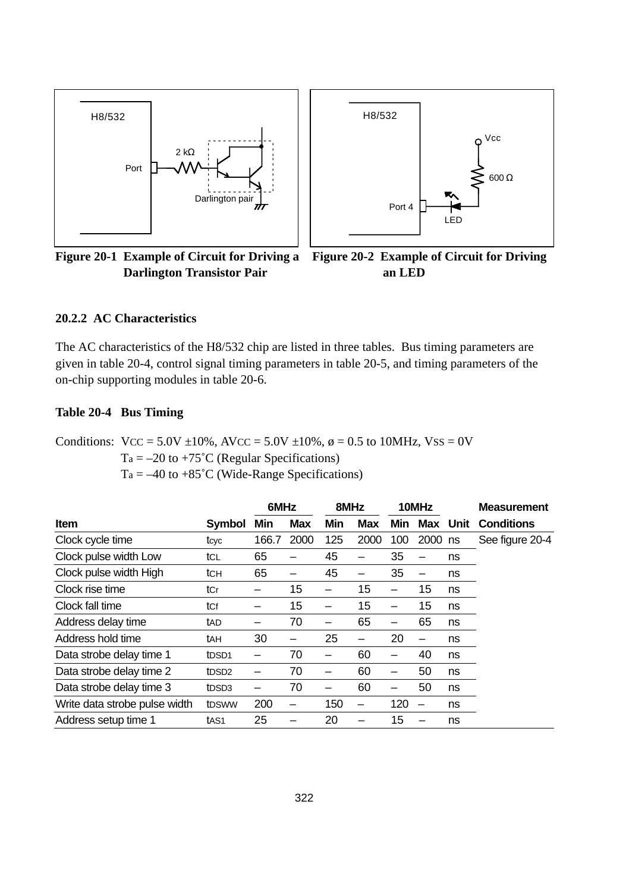Figure 20-1 Example of Circuit for Driving a Darlington Transistor Pair

Figure 20-2 Example of Circuit for Driving an LED

### 20.2.2 AC Characteristics

The AC characteristics of the H8/532 chip are listed in three tables. Bus timing parameters are given in table 20-4, control signal timing parameters in table 20-5, and timing parameters of the on-chip supporting modules in table 20-6.

**Table 20-4 Bus Timing**

Conditions: $V_{CC}$ = 5.0V ±10%, $AV_{CC}$ = 5.0V ±10%, ø = 0.5 to 10MHz, $V_{SS}$ = 0V
$T_a$ = –20 to +75˚C (Regular Specifications)
$T_a$ = –40 to +85˚C (Wide-Range Specifications)

| | | 6MHz | | 8MHz | | 10MHz | | | Measurement |
|---|---|---|---|---|---|---|---|---|---|
| **Item** | **Symbol** | **Min** | **Max** | **Min** | **Max** | **Min** | **Max** | **Unit** | **Conditions** |
| Clock cycle time | $t_{cyc}$ | 166.7 | 2000 | 125 | 2000 | 100 | 2000 | ns | See figure 20-4 |
| Clock pulse width Low | $t_{CL}$ | 65 | – | 45 | – | 35 | – | ns | |
| Clock pulse width High | $t_{CH}$ | 65 | – | 45 | – | 35 | – | ns | |
| Clock rise time | $t_{Cr}$ | – | 15 | – | 15 | – | 15 | ns | |
| Clock fall time | $t_{Cf}$ | – | 15 | – | 15 | – | 15 | ns | |
| Address delay time | $t_{AD}$ | – | 70 | – | 65 | – | 65 | ns | |
| Address hold time | $t_{AH}$ | 30 | – | 25 | – | 20 | – | ns | |
| Data strobe delay time 1 | $t_{DSD1}$ | – | 70 | – | 60 | – | 40 | ns | |
| Data strobe delay time 2 | $t_{DSD2}$ | – | 70 | – | 60 | – | 50 | ns | |
| Data strobe delay time 3 | $t_{DSD3}$ | – | 70 | – | 60 | – | 50 | ns | |
| Write data strobe pulse width | $t_{DSWW}$ | 200 | – | 150 | – | 120 | – | ns | |
| Address setup time 1 | $t_{AS1}$ | 25 | – | 20 | – | 15 | – | ns | |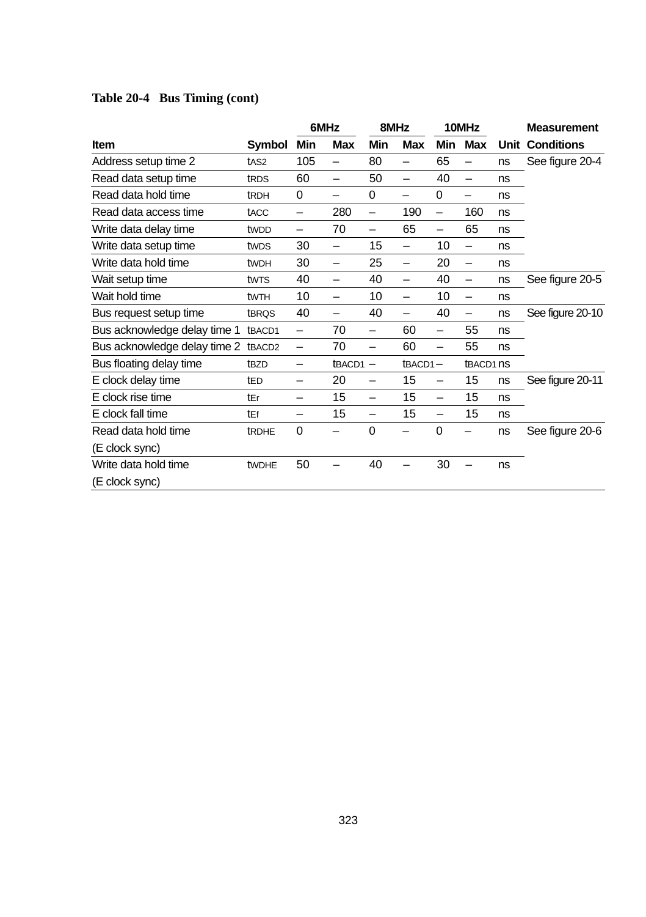**Table 20-4 Bus Timing (cont)**

| Item | Symbol | 6MHz | | 8MHz | | 10MHz | | Unit | Measurement Conditions |
|---|---|---|---|---|---|---|---|---|---|
| | | Min | Max | Min | Max | Min | Max | | |
| Address setup time 2 | $t_{AS2}$ | 105 | – | 80 | – | 65 | – | ns | See figure 20-4 |
| Read data setup time | $t_{RDS}$ | 60 | – | 50 | – | 40 | – | ns | |
| Read data hold time | $t_{RDH}$ | 0 | – | 0 | – | 0 | – | ns | |
| Read data access time | $t_{ACC}$ | – | 280 | – | 190 | – | 160 | ns | |
| Write data delay time | $t_{WDD}$ | – | 70 | – | 65 | – | 65 | ns | |
| Write data setup time | $t_{WDS}$ | 30 | – | 15 | – | 10 | – | ns | |
| Write data hold time | $t_{WDH}$ | 30 | – | 25 | – | 20 | – | ns | |
| Wait setup time | $t_{WTS}$ | 40 | – | 40 | – | 40 | – | ns | See figure 20-5 |
| Wait hold time | $t_{WTH}$ | 10 | – | 10 | – | 10 | – | ns | |
| Bus request setup time | $t_{BRQS}$ | 40 | – | 40 | – | 40 | – | ns | See figure 20-10 |
| Bus acknowledge delay time 1 | $t_{BACD1}$ | – | 70 | – | 60 | – | 55 | ns | |
| Bus acknowledge delay time 2 | $t_{BACD2}$ | – | 70 | – | 60 | – | 55 | ns | |
| Bus floating delay time | $t_{BZD}$ | – | $t_{BACD1}$ | – | $t_{BACD1}$ | – | $t_{BACD1}$ | ns | |
| E clock delay time | $t_{ED}$ | – | 20 | – | 15 | – | 15 | ns | See figure 20-11 |
| E clock rise time | $t_{Er}$ | – | 15 | – | 15 | – | 15 | ns | |
| E clock fall time | $t_{Ef}$ | – | 15 | – | 15 | – | 15 | ns | |
| Read data hold time (E clock sync) | $t_{RDHE}$ | 0 | – | 0 | – | 0 | – | ns | See figure 20-6 |
| Write data hold time (E clock sync) | $t_{WDHE}$ | 50 | – | 40 | – | 30 | – | ns | |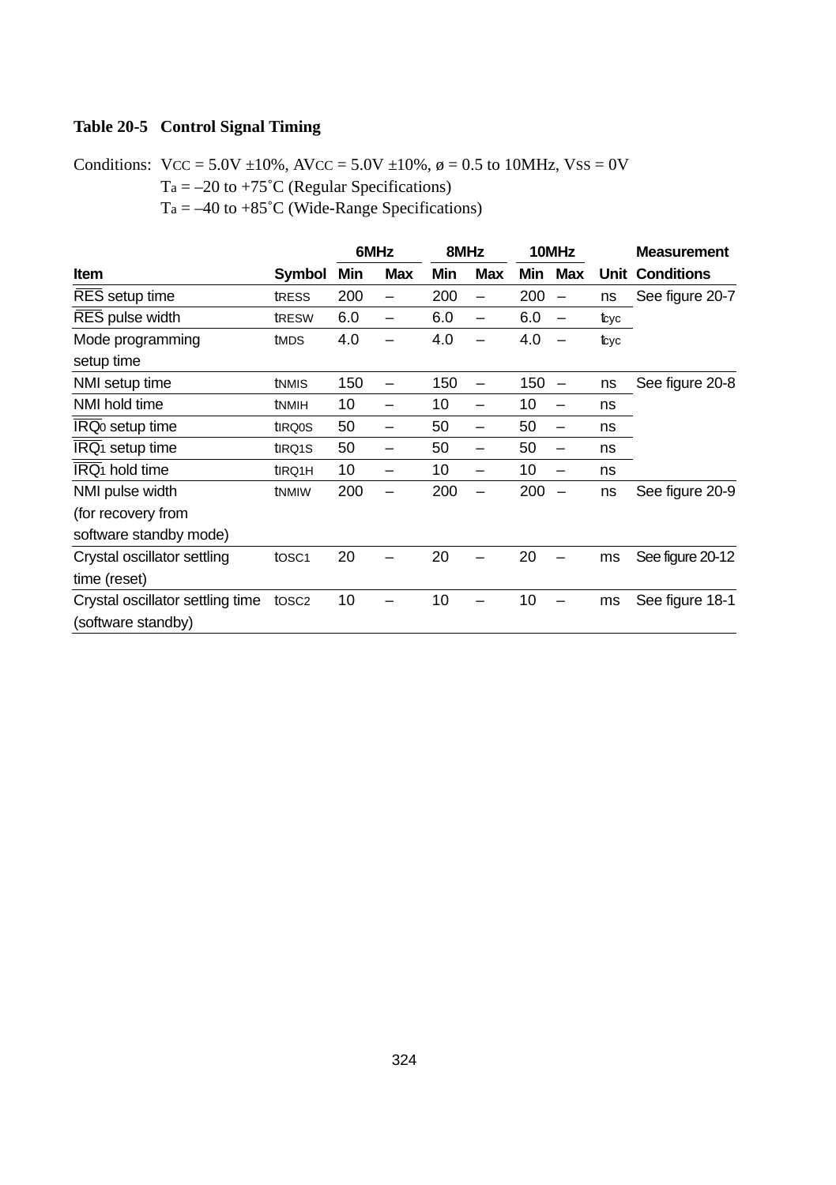**Table 20-5 Control Signal Timing**

Conditions: $V_{CC}$ = 5.0V ±10%, $AV_{CC}$ = 5.0V ±10%, ø = 0.5 to 10MHz, $V_{SS}$ = 0V
$T_a$ = –20 to +75˚C (Regular Specifications)
$T_a$ = –40 to +85˚C (Wide-Range Specifications)

| | | 6MHz | | 8MHz | | 10MHz | | | Measurement |
|---|---|---|---|---|---|---|---|---|---|
| **Item** | **Symbol** | **Min** | **Max** | **Min** | **Max** | **Min** | **Max** | **Unit** | **Conditions** |
| $\overline{RES}$ setup time | $t_{RESS}$ | 200 | – | 200 | – | 200 | – | ns | See figure 20-7 |
| $\overline{RES}$ pulse width | $t_{RESW}$ | 6.0 | – | 6.0 | – | 6.0 | – | $t_{cyc}$ | |
| Mode programming setup time | $t_{MDS}$ | 4.0 | – | 4.0 | – | 4.0 | – | $t_{cyc}$ | |
| NMI setup time | $t_{NMIS}$ | 150 | – | 150 | – | 150 | – | ns | See figure 20-8 |
| NMI hold time | $t_{NMIH}$ | 10 | – | 10 | – | 10 | – | ns | |
| $\overline{IRQ_0}$ setup time | $t_{IRQ0S}$ | 50 | – | 50 | – | 50 | – | ns | |
| $\overline{IRQ_1}$ setup time | $t_{IRQ1S}$ | 50 | – | 50 | – | 50 | – | ns | |
| $\overline{IRQ_1}$ hold time | $t_{IRQ1H}$ | 10 | – | 10 | – | 10 | – | ns | |
| NMI pulse width (for recovery from software standby mode) | $t_{NMIW}$ | 200 | – | 200 | – | 200 | – | ns | See figure 20-9 |
| Crystal oscillator settling time (reset) | $t_{OSC1}$ | 20 | – | 20 | – | 20 | – | ms | See figure 20-12 |
| Crystal oscillator settling time (software standby) | $t_{OSC2}$ | 10 | – | 10 | – | 10 | – | ms | See figure 18-1 |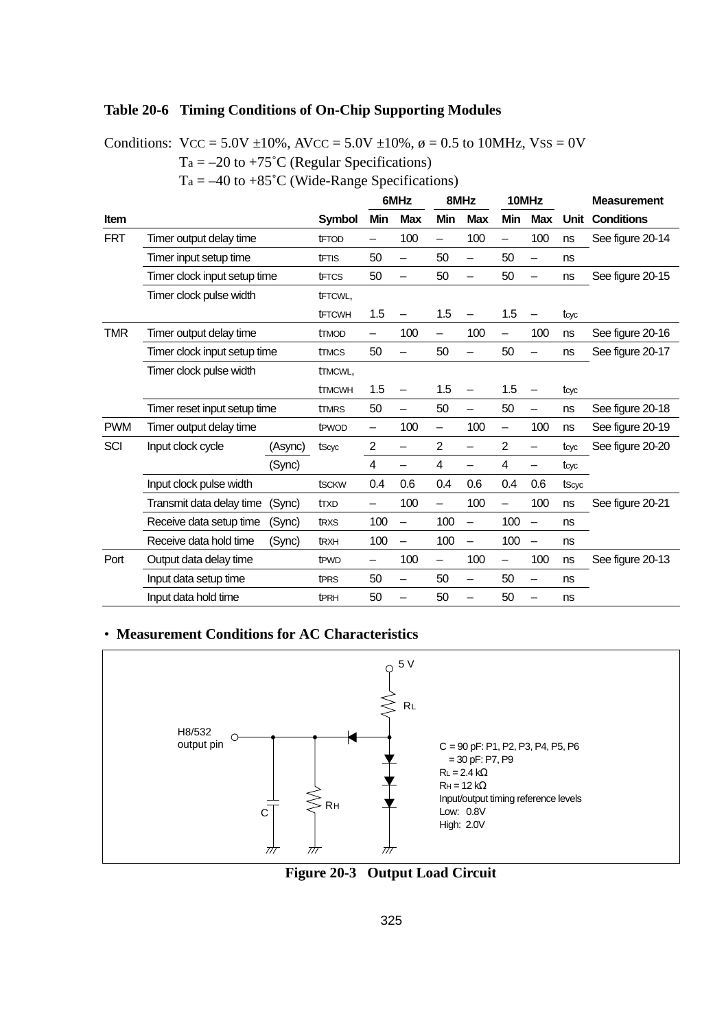**Table 20-6 Timing Conditions of On-Chip Supporting Modules**

Conditions: $V_{CC}$ = 5.0V ±10%, $AV_{CC}$ = 5.0V ±10%, ø = 0.5 to 10MHz, $V_{SS}$ = 0V
$T_a$ = –20 to +75˚C (Regular Specifications)
$T_a$ = –40 to +85˚C (Wide-Range Specifications)

| Item | | | Symbol | 6MHz Min | 6MHz Max | 8MHz Min | 8MHz Max | 10MHz Min | 10MHz Max | Unit | Measurement Conditions |
|---|---|---|---|---|---|---|---|---|---|---|---|
| FRT | Timer output delay time | | $t_{FTOD}$ | – | 100 | – | 100 | – | 100 | ns | See figure 20-14 |
| | Timer input setup time | | $t_{FTIS}$ | 50 | – | 50 | – | 50 | – | ns | |
| | Timer clock input setup time | | $t_{FTCS}$ | 50 | – | 50 | – | 50 | – | ns | See figure 20-15 |
| | Timer clock pulse width | | $t_{FTCWL}$, $t_{FTCWH}$ | 1.5 | – | 1.5 | – | 1.5 | – | $t_{cyc}$ | |
| TMR | Timer output delay time | | $t_{TMOD}$ | – | 100 | – | 100 | – | 100 | ns | See figure 20-16 |
| | Timer clock input setup time | | $t_{TMCS}$ | 50 | – | 50 | – | 50 | – | ns | See figure 20-17 |
| | Timer clock pulse width | | $t_{TMCWL}$, $t_{TMCWH}$ | 1.5 | – | 1.5 | – | 1.5 | – | $t_{cyc}$ | |
| | Timer reset input setup time | | $t_{TMRS}$ | 50 | – | 50 | – | 50 | – | ns | See figure 20-18 |
| PWM | Timer output delay time | | $t_{PWOD}$ | – | 100 | – | 100 | – | 100 | ns | See figure 20-19 |
| SCI | Input clock cycle | (Async) | $t_{Scyc}$ | 2 | – | 2 | – | 2 | – | $t_{cyc}$ | See figure 20-20 |
| | | (Sync) | | 4 | – | 4 | – | 4 | – | $t_{cyc}$ | |
| | Input clock pulse width | | $t_{SCKW}$ | 0.4 | 0.6 | 0.4 | 0.6 | 0.4 | 0.6 | $t_{Scyc}$ | |
| | Transmit data delay time | (Sync) | $t_{TXD}$ | – | 100 | – | 100 | – | 100 | ns | See figure 20-21 |
| | Receive data setup time | (Sync) | $t_{RXS}$ | 100 | – | 100 | – | 100 | – | ns | |
| | Receive data hold time | (Sync) | $t_{RXH}$ | 100 | – | 100 | – | 100 | – | ns | |
| Port | Output data delay time | | $t_{PWD}$ | – | 100 | – | 100 | – | 100 | ns | See figure 20-13 |
| | Input data setup time | | $t_{PRS}$ | 50 | – | 50 | – | 50 | – | ns | |
| | Input data hold time | | $t_{PRH}$ | 50 | – | 50 | – | 50 | – | ns | |

• **Measurement Conditions for AC Characteristics**

5 V
$R_L$
H8/532 output pin
C
$R_H$

C = 90 pF: P1, P2, P3, P4, P5, P6
= 30 pF: P7, P9
$R_L$ = 2.4 kΩ
$R_H$ = 12 kΩ
Input/output timing reference levels
Low: 0.8V
High: 2.0V

**Figure 20-3 Output Load Circuit**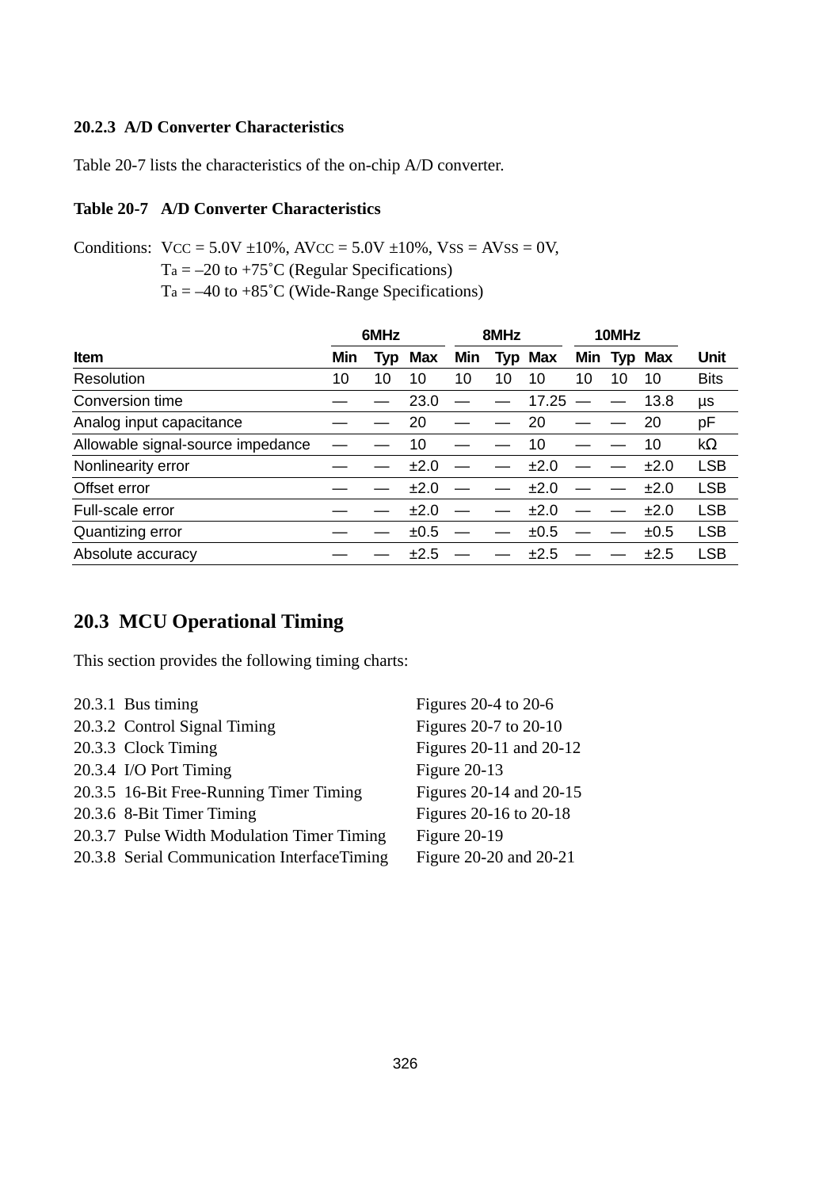### 20.2.3 A/D Converter Characteristics

Table 20-7 lists the characteristics of the on-chip A/D converter.

**Table 20-7 A/D Converter Characteristics**

Conditions: $V_{CC}$ = 5.0V ±10%, $AV_{CC}$ = 5.0V ±10%, $V_{SS}$ = $AV_{SS}$ = 0V,
$T_a$ = –20 to +75˚C (Regular Specifications)
$T_a$ = –40 to +85˚C (Wide-Range Specifications)

| | 6MHz | | | 8MHz | | | 10MHz | | | |
|---|---|---|---|---|---|---|---|---|---|---|
| **Item** | **Min** | **Typ** | **Max** | **Min** | **Typ** | **Max** | **Min** | **Typ** | **Max** | **Unit** |
| Resolution | 10 | 10 | 10 | 10 | 10 | 10 | 10 | 10 | 10 | Bits |
| Conversion time | — | — | 23.0 | — | — | 17.25 | — | — | 13.8 | µs |
| Analog input capacitance | — | — | 20 | — | — | 20 | — | — | 20 | pF |
| Allowable signal-source impedance | — | — | 10 | — | — | 10 | — | — | 10 | kΩ |
| Nonlinearity error | — | — | ±2.0 | — | — | ±2.0 | — | — | ±2.0 | LSB |
| Offset error | — | — | ±2.0 | — | — | ±2.0 | — | — | ±2.0 | LSB |
| Full-scale error | — | — | ±2.0 | — | — | ±2.0 | — | — | ±2.0 | LSB |
| Quantizing error | — | — | ±0.5 | — | — | ±0.5 | — | — | ±0.5 | LSB |
| Absolute accuracy | — | — | ±2.5 | — | — | ±2.5 | — | — | ±2.5 | LSB |

## 20.3 MCU Operational Timing

This section provides the following timing charts:

| | |
|---|---|
| 20.3.1 Bus timing | Figures 20-4 to 20-6 |
| 20.3.2 Control Signal Timing | Figures 20-7 to 20-10 |
| 20.3.3 Clock Timing | Figures 20-11 and 20-12 |
| 20.3.4 I/O Port Timing | Figure 20-13 |
| 20.3.5 16-Bit Free-Running Timer Timing | Figures 20-14 and 20-15 |
| 20.3.6 8-Bit Timer Timing | Figures 20-16 to 20-18 |
| 20.3.7 Pulse Width Modulation Timer Timing | Figure 20-19 |
| 20.3.8 Serial Communication InterfaceTiming | Figure 20-20 and 20-21 |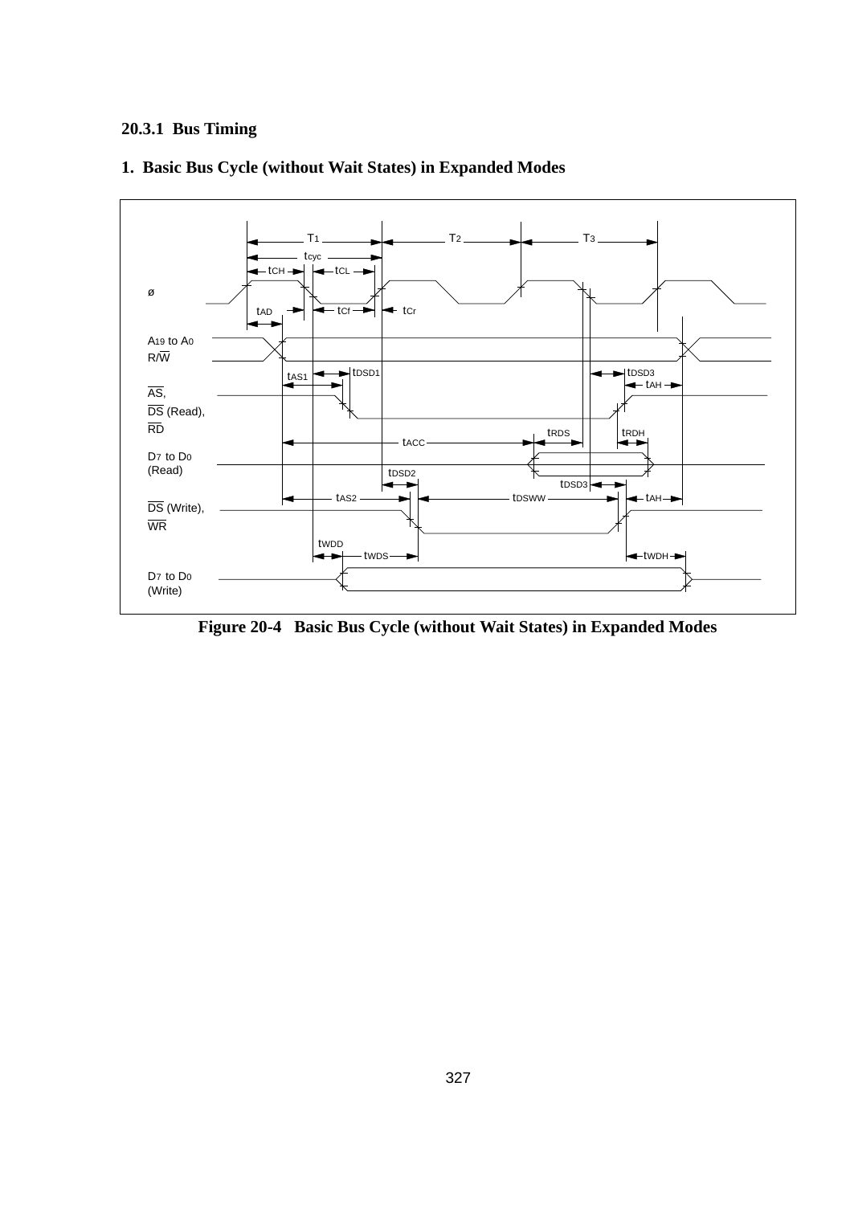### 20.3.1 Bus Timing

**1. Basic Bus Cycle (without Wait States) in Expanded Modes**

**Figure 20-4 Basic Bus Cycle (without Wait States) in Expanded Modes**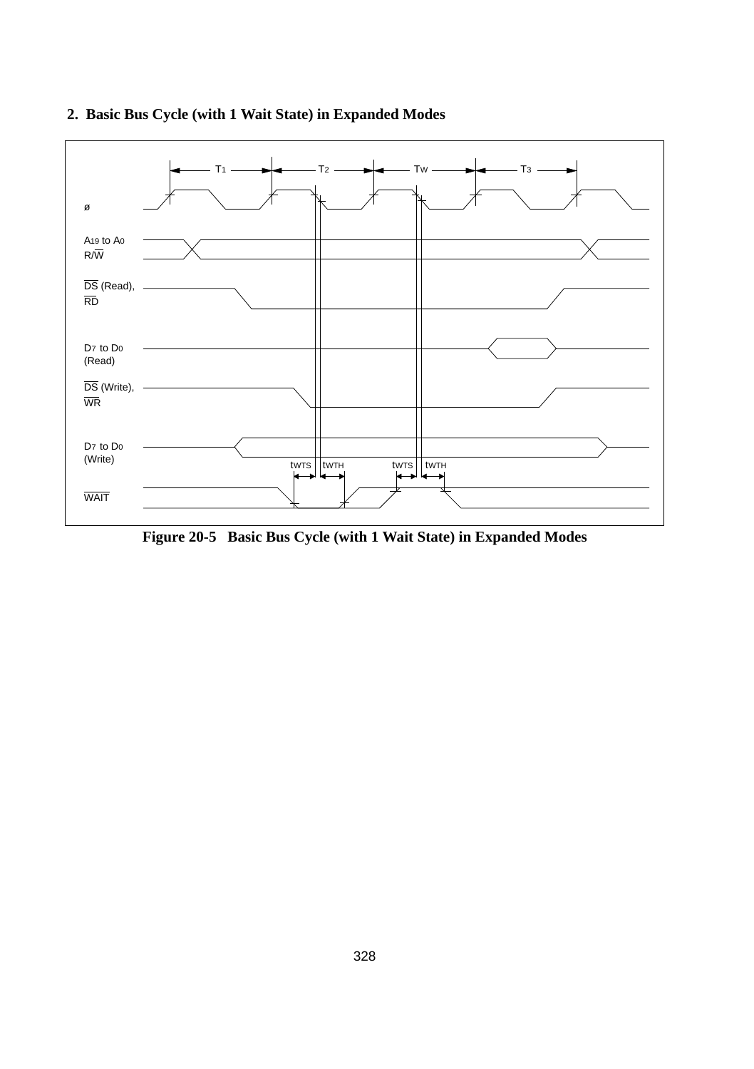**2. Basic Bus Cycle (with 1 Wait State) in Expanded Modes**

**Figure 20-5 Basic Bus Cycle (with 1 Wait State) in Expanded Modes**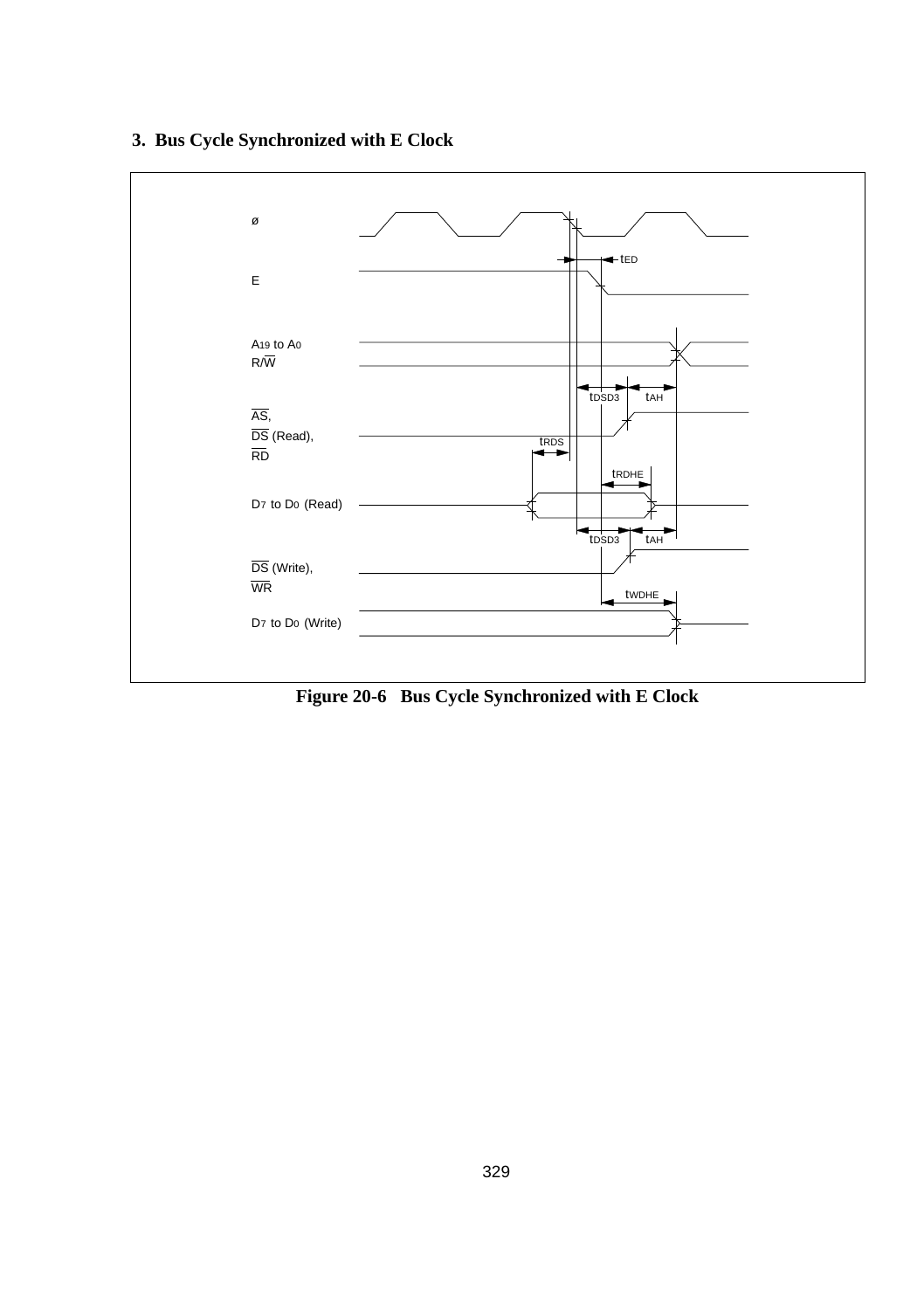### 3. Bus Cycle Synchronized with E Clock

ø

E

$A_{19}$ to $A_0$

R/$\overline{W}$

$\overline{AS}$,

$\overline{DS}$ (Read),

$\overline{RD}$

$D_7$ to $D_0$ (Read)

$\overline{DS}$ (Write),

$\overline{WR}$

$D_7$ to $D_0$ (Write)

$t_{ED}$

$t_{DSD3}$

$t_{AH}$

$t_{RDS}$

$t_{RDHE}$

$t_{DSD3}$

$t_{AH}$

$t_{WDHE}$

**Figure 20-6 Bus Cycle Synchronized with E Clock**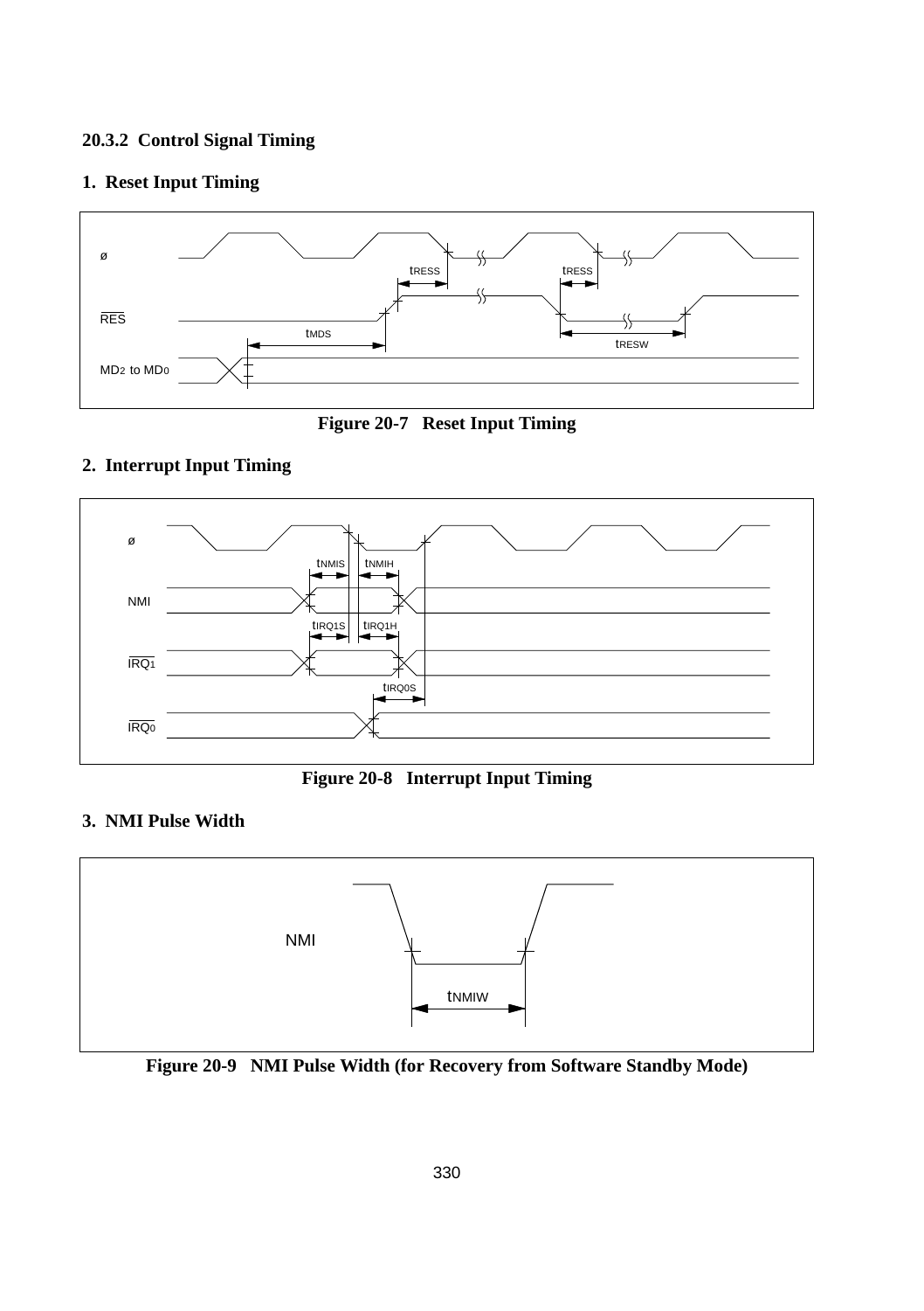### 20.3.2 Control Signal Timing

**1. Reset Input Timing**

**Figure 20-7 Reset Input Timing**

**2. Interrupt Input Timing**

**Figure 20-8 Interrupt Input Timing**

**3. NMI Pulse Width**

**Figure 20-9 NMI Pulse Width (for Recovery from Software Standby Mode)**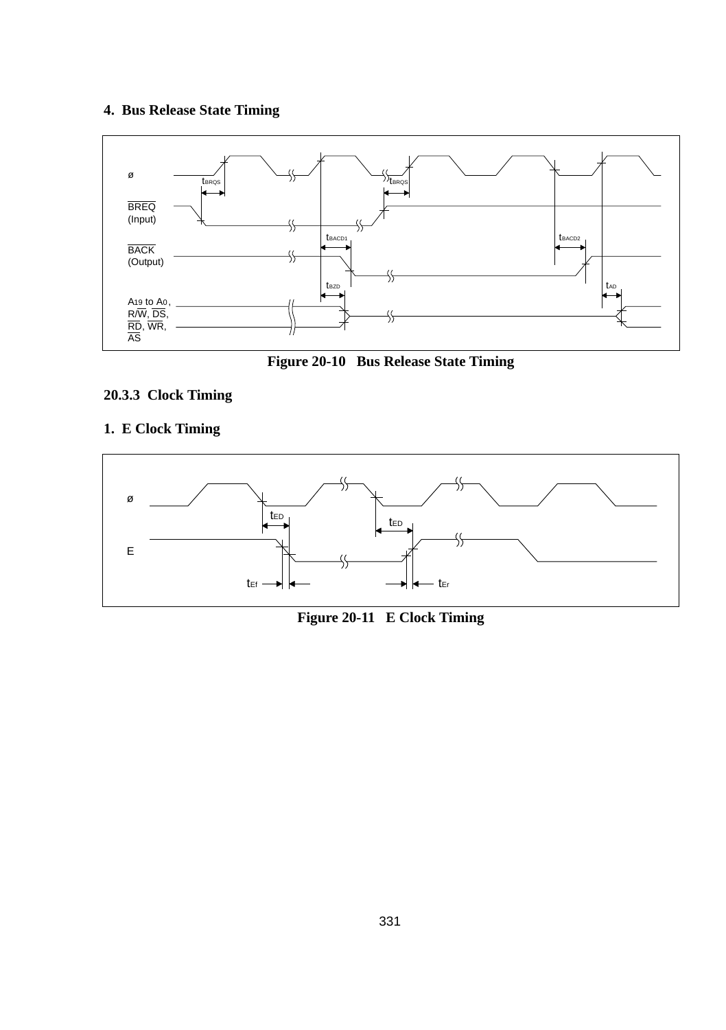### 4. Bus Release State Timing

**Figure 20-10 Bus Release State Timing**

## 20.3.3 Clock Timing

### 1. E Clock Timing

**Figure 20-11 E Clock Timing**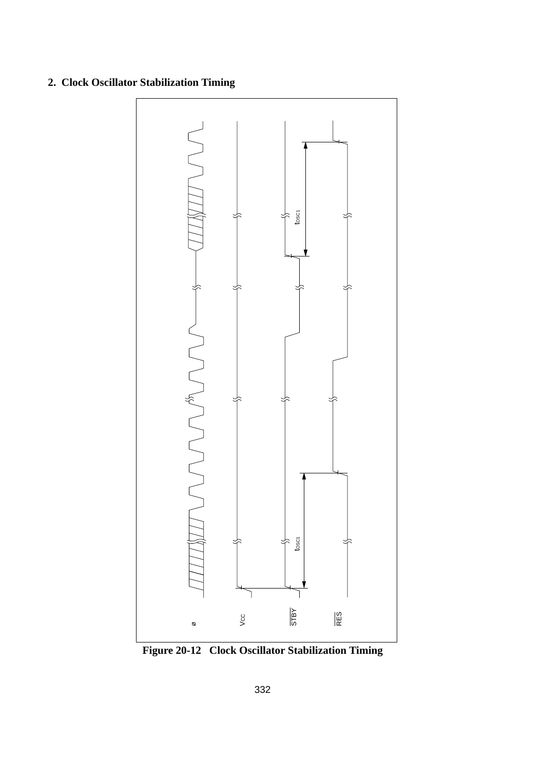## 2. Clock Oscillator Stabilization Timing

**Figure 20-12 Clock Oscillator Stabilization Timing**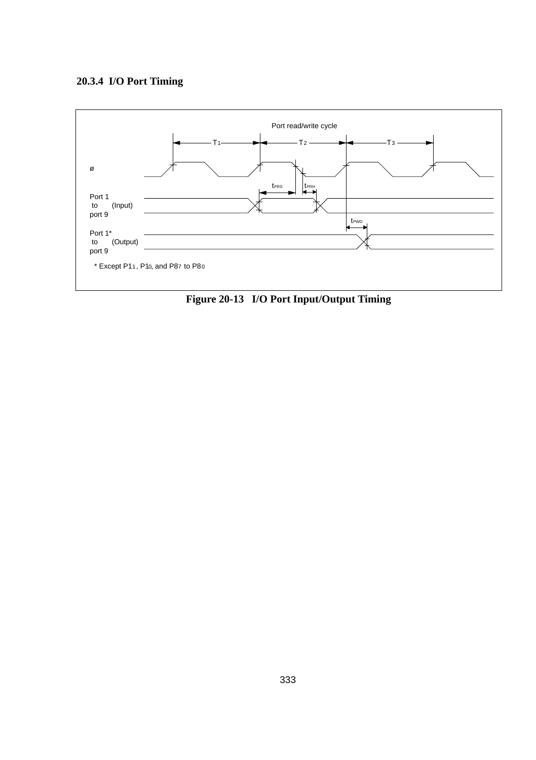### 20.3.4 I/O Port Timing

Port read/write cycle

T1 T2 T3

ø

$t_{PRS}$ $t_{PRH}$

Port 1 to port 9 (Input)

$t_{PWD}$

Port 1* to port 9 (Output)

* Except $P1_1$, $P1_0$, and $P8_7$ to $P8_0$

**Figure 20-13 I/O Port Input/Output Timing**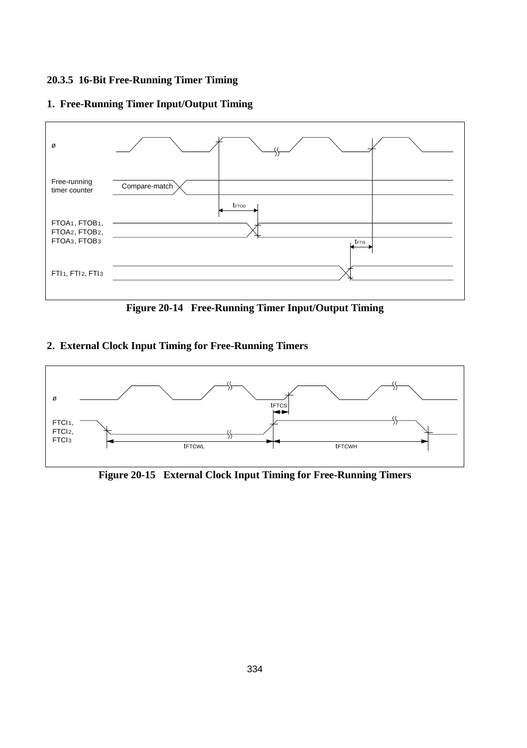### 20.3.5 16-Bit Free-Running Timer Timing

#### 1. Free-Running Timer Input/Output Timing

**Figure 20-14 Free-Running Timer Input/Output Timing**

#### 2. External Clock Input Timing for Free-Running Timers

**Figure 20-15 External Clock Input Timing for Free-Running Timers**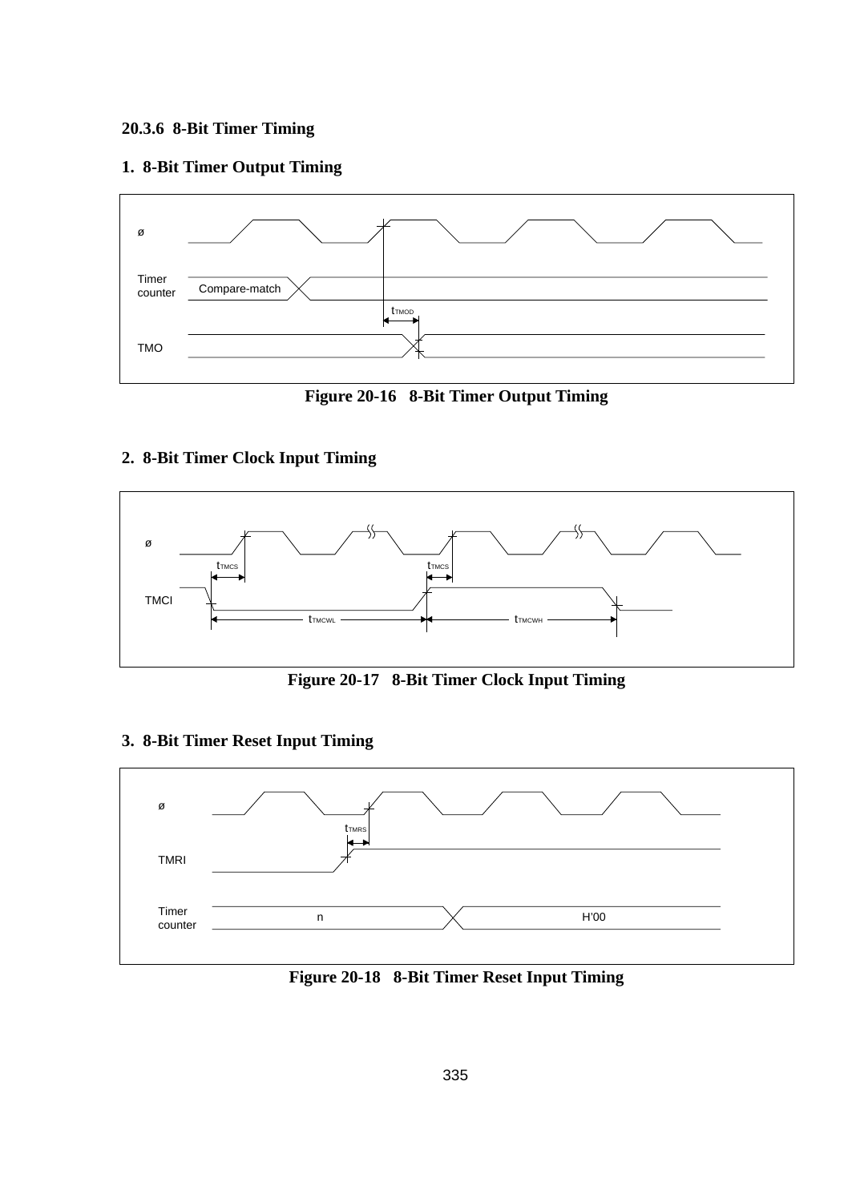### 20.3.6 8-Bit Timer Timing

#### 1. 8-Bit Timer Output Timing

ø

Timer counter — Compare-match

$t_{TMOD}$

TMO

**Figure 20-16 8-Bit Timer Output Timing**

#### 2. 8-Bit Timer Clock Input Timing

ø

$t_{TMCS}$ $t_{TMCS}$

TMCI

$t_{TMCWL}$ $t_{TMCWH}$

**Figure 20-17 8-Bit Timer Clock Input Timing**

#### 3. 8-Bit Timer Reset Input Timing

ø

$t_{TMRS}$

TMRI

Timer counter — n — H'00

**Figure 20-18 8-Bit Timer Reset Input Timing**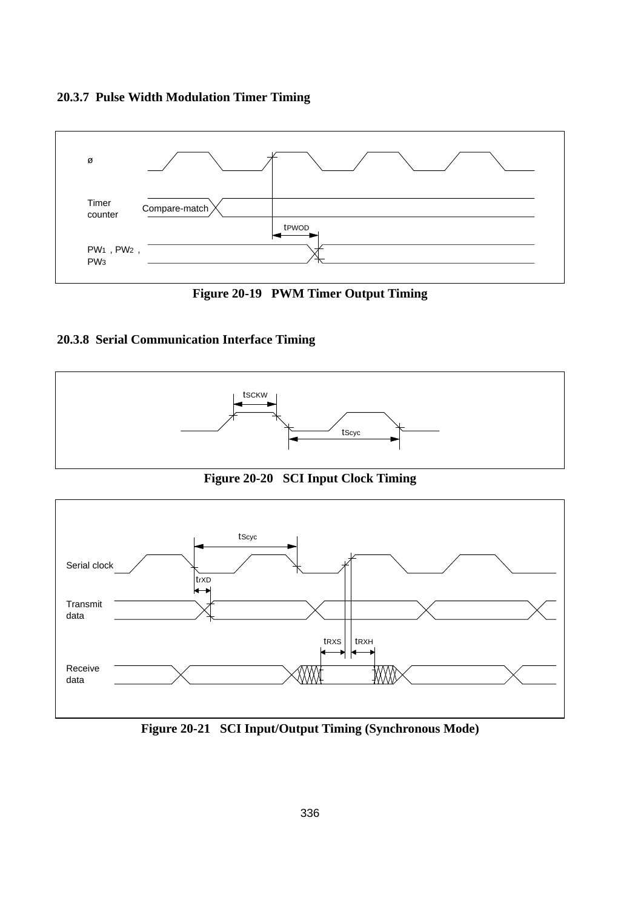### 20.3.7 Pulse Width Modulation Timer Timing

ø

Timer counter

Compare-match

$t_{PWOD}$

PW1, PW2, PW3

**Figure 20-19 PWM Timer Output Timing**

### 20.3.8 Serial Communication Interface Timing

$t_{SCKW}$

$t_{Scyc}$

**Figure 20-20 SCI Input Clock Timing**

$t_{Scyc}$

Serial clock

$t_{TXD}$

Transmit data

$t_{RXS}$ $t_{RXH}$

Receive data

**Figure 20-21 SCI Input/Output Timing (Synchronous Mode)**